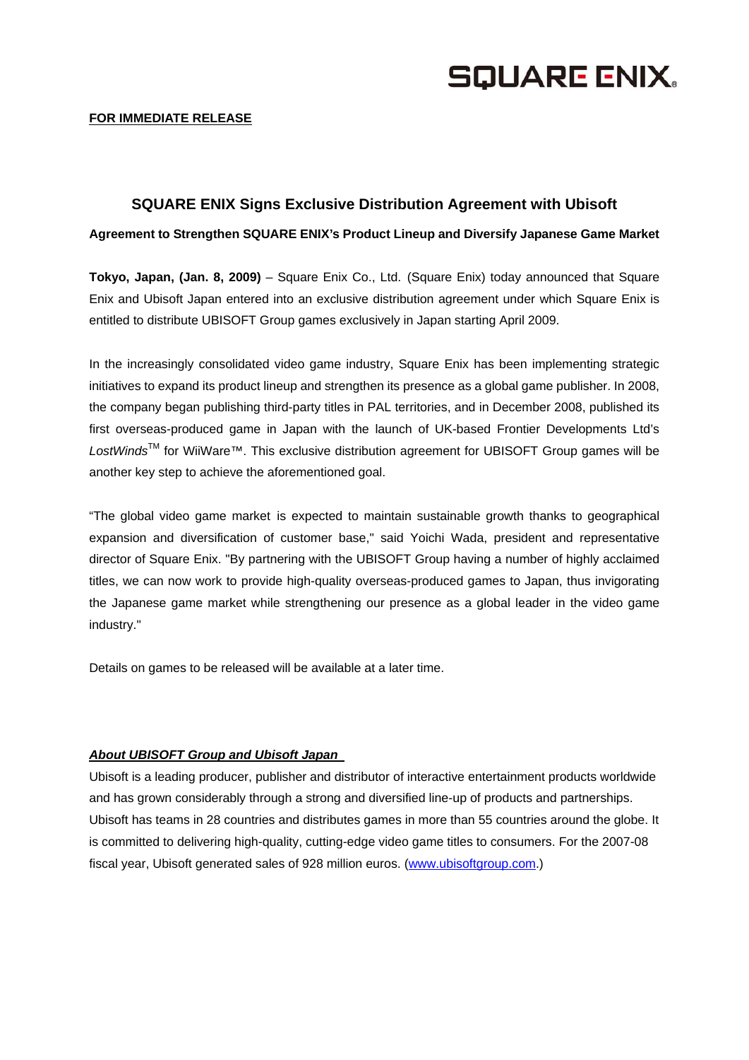SQUARE ENIX

**FOR IMMEDIATE RELEASE**

## SQUARE ENIX Signs Exclusive Distribution Agreement with Ubisoft

**Agreement to Strengthen SQUARE ENIX's Product Lineup and Diversify Japanese Game Market**

**Tokyo, Japan, (Jan. 8, 2009)** – Square Enix Co., Ltd. (Square Enix) today announced that Square Enix and Ubisoft Japan entered into an exclusive distribution agreement under which Square Enix is entitled to distribute UBISOFT Group games exclusively in Japan starting April 2009.

In the increasingly consolidated video game industry, Square Enix has been implementing strategic initiatives to expand its product lineup and strengthen its presence as a global game publisher. In 2008, the company began publishing third-party titles in PAL territories, and in December 2008, published its first overseas-produced game in Japan with the launch of UK-based Frontier Developments Ltd's *LostWinds*™ for WiiWare™. This exclusive distribution agreement for UBISOFT Group games will be another key step to achieve the aforementioned goal.

"The global video game market is expected to maintain sustainable growth thanks to geographical expansion and diversification of customer base," said Yoichi Wada, president and representative director of Square Enix. "By partnering with the UBISOFT Group having a number of highly acclaimed titles, we can now work to provide high-quality overseas-produced games to Japan, thus invigorating the Japanese game market while strengthening our presence as a global leader in the video game industry."

Details on games to be released will be available at a later time.

***About UBISOFT Group and Ubisoft Japan***

Ubisoft is a leading producer, publisher and distributor of interactive entertainment products worldwide and has grown considerably through a strong and diversified line-up of products and partnerships. Ubisoft has teams in 28 countries and distributes games in more than 55 countries around the globe. It is committed to delivering high-quality, cutting-edge video game titles to consumers. For the 2007-08 fiscal year, Ubisoft generated sales of 928 million euros. (www.ubisoftgroup.com.)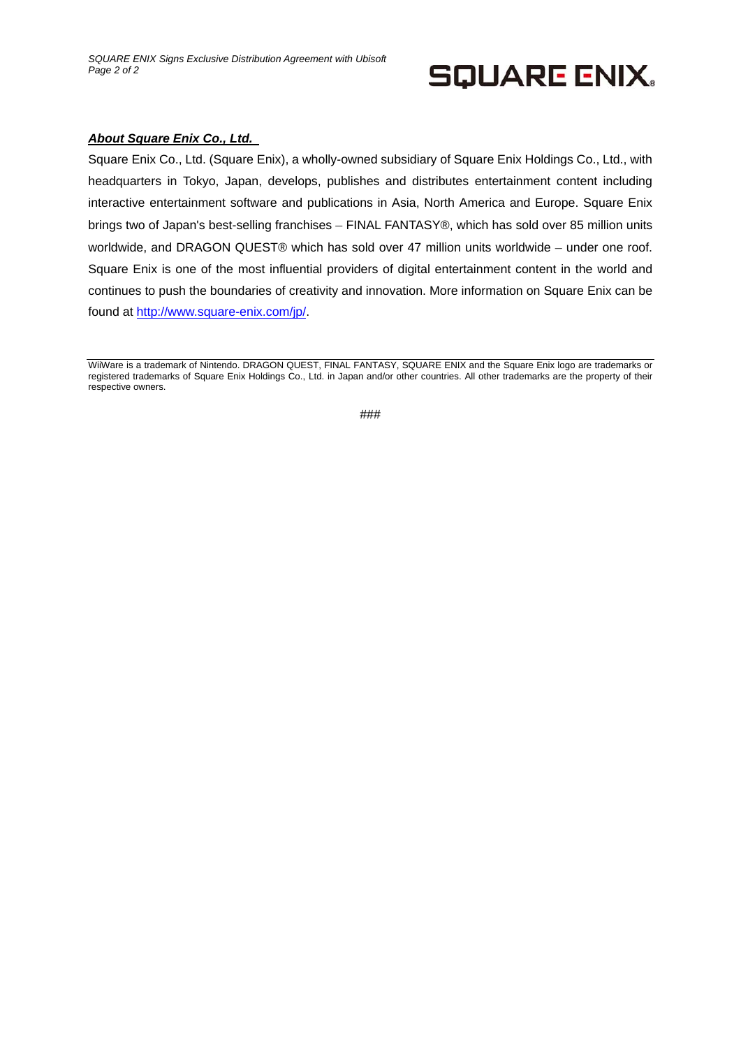***About Square Enix Co., Ltd.***

Square Enix Co., Ltd. (Square Enix), a wholly-owned subsidiary of Square Enix Holdings Co., Ltd., with headquarters in Tokyo, Japan, develops, publishes and distributes entertainment content including interactive entertainment software and publications in Asia, North America and Europe. Square Enix brings two of Japan's best-selling franchises – FINAL FANTASY®, which has sold over 85 million units worldwide, and DRAGON QUEST® which has sold over 47 million units worldwide – under one roof. Square Enix is one of the most influential providers of digital entertainment content in the world and continues to push the boundaries of creativity and innovation. More information on Square Enix can be found at http://www.square-enix.com/jp/.

WiiWare is a trademark of Nintendo. DRAGON QUEST, FINAL FANTASY, SQUARE ENIX and the Square Enix logo are trademarks or registered trademarks of Square Enix Holdings Co., Ltd. in Japan and/or other countries. All other trademarks are the property of their respective owners.

###